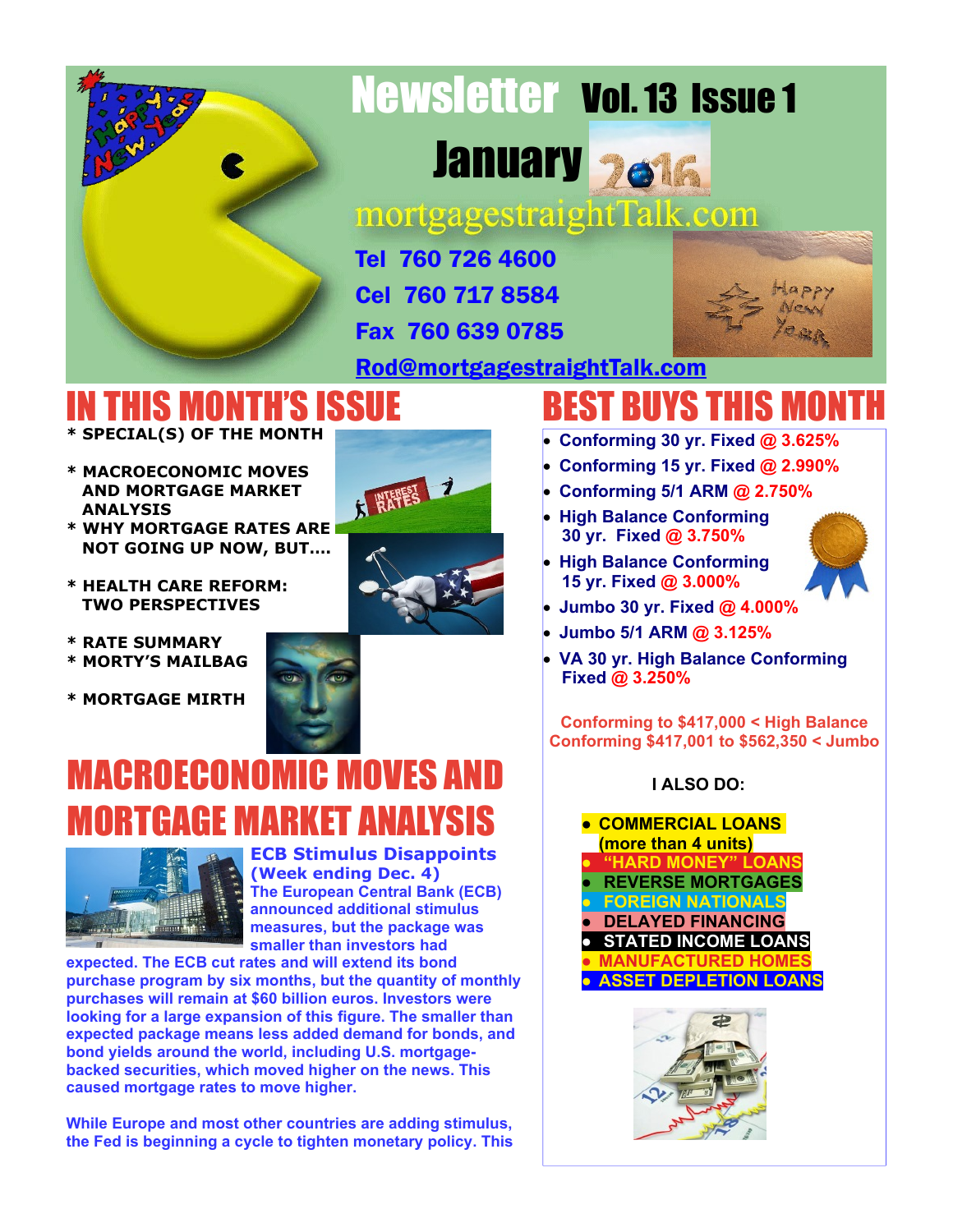# Newsletter Vol. 13 Issue 1

## January 2016

mortgagestraightTalk.com

**Tel 760 726 4600**

**Cel 760 717 8584**

**Fax 760 639 0785**

**Rod@mortgagestraightTalk.com**

## IN THIS MONTH'S ISSUE

* SPECIAL(S) OF THE MONTH
* MACROECONOMIC MOVES AND MORTGAGE MARKET ANALYSIS
* WHY MORTGAGE RATES ARE NOT GOING UP NOW, BUT....
* HEALTH CARE REFORM: TWO PERSPECTIVES
* RATE SUMMARY
* MORTY'S MAILBAG
* MORTGAGE MIRTH

## BEST BUYS THIS MONTH

- Conforming 30 yr. Fixed @ 3.625%
- Conforming 15 yr. Fixed @ 2.990%
- Conforming 5/1 ARM @ 2.750%
- High Balance Conforming 30 yr. Fixed @ 3.750%
- High Balance Conforming 15 yr. Fixed @ 3.000%
- Jumbo 30 yr. Fixed @ 4.000%
- Jumbo 5/1 ARM @ 3.125%
- VA 30 yr. High Balance Conforming Fixed @ 3.250%

Conforming to $417,000 < High Balance Conforming $417,001 to $562,350 < Jumbo

**I ALSO DO:**

- COMMERCIAL LOANS (more than 4 units)
- "HARD MONEY" LOANS
- REVERSE MORTGAGES
- FOREIGN NATIONALS
- DELAYED FINANCING
- STATED INCOME LOANS
- MANUFACTURED HOMES
- ASSET DEPLETION LOANS

# MACROECONOMIC MOVES AND MORTGAGE MARKET ANALYSIS

### ECB Stimulus Disappoints (Week ending Dec. 4)

The European Central Bank (ECB) announced additional stimulus measures, but the package was smaller than investors had expected. The ECB cut rates and will extend its bond purchase program by six months, but the quantity of monthly purchases will remain at $60 billion euros. Investors were looking for a large expansion of this figure. The smaller than expected package means less added demand for bonds, and bond yields around the world, including U.S. mortgage-backed securities, which moved higher on the news. This caused mortgage rates to move higher.

While Europe and most other countries are adding stimulus, the Fed is beginning a cycle to tighten monetary policy. This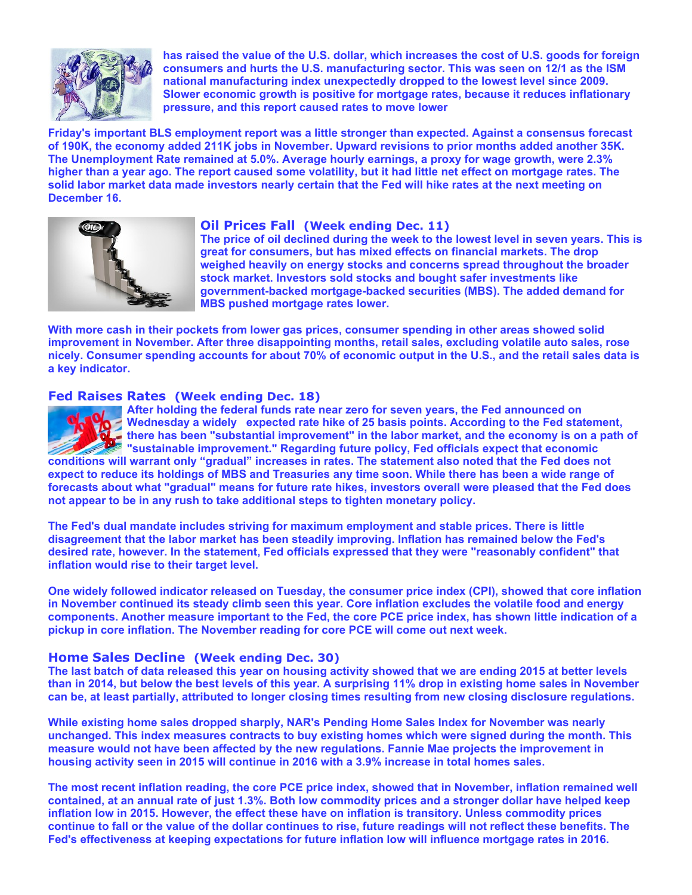has raised the value of the U.S. dollar, which increases the cost of U.S. goods for foreign consumers and hurts the U.S. manufacturing sector. This was seen on 12/1 as the ISM national manufacturing index unexpectedly dropped to the lowest level since 2009. Slower economic growth is positive for mortgage rates, because it reduces inflationary pressure, and this report caused rates to move lower

Friday's important BLS employment report was a little stronger than expected. Against a consensus forecast of 190K, the economy added 211K jobs in November. Upward revisions to prior months added another 35K. The Unemployment Rate remained at 5.0%. Average hourly earnings, a proxy for wage growth, were 2.3% higher than a year ago. The report caused some volatility, but it had little net effect on mortgage rates. The solid labor market data made investors nearly certain that the Fed will hike rates at the next meeting on December 16.

## Oil Prices Fall (Week ending Dec. 11)

The price of oil declined during the week to the lowest level in seven years. This is great for consumers, but has mixed effects on financial markets. The drop weighed heavily on energy stocks and concerns spread throughout the broader stock market. Investors sold stocks and bought safer investments like government-backed mortgage-backed securities (MBS). The added demand for MBS pushed mortgage rates lower.

With more cash in their pockets from lower gas prices, consumer spending in other areas showed solid improvement in November. After three disappointing months, retail sales, excluding volatile auto sales, rose nicely. Consumer spending accounts for about 70% of economic output in the U.S., and the retail sales data is a key indicator.

## Fed Raises Rates (Week ending Dec. 18)

After holding the federal funds rate near zero for seven years, the Fed announced on Wednesday a widely expected rate hike of 25 basis points. According to the Fed statement, there has been "substantial improvement" in the labor market, and the economy is on a path of "sustainable improvement." Regarding future policy, Fed officials expect that economic conditions will warrant only "gradual" increases in rates. The statement also noted that the Fed does not expect to reduce its holdings of MBS and Treasuries any time soon. While there has been a wide range of forecasts about what "gradual" means for future rate hikes, investors overall were pleased that the Fed does not appear to be in any rush to take additional steps to tighten monetary policy.

The Fed's dual mandate includes striving for maximum employment and stable prices. There is little disagreement that the labor market has been steadily improving. Inflation has remained below the Fed's desired rate, however. In the statement, Fed officials expressed that they were "reasonably confident" that inflation would rise to their target level.

One widely followed indicator released on Tuesday, the consumer price index (CPI), showed that core inflation in November continued its steady climb seen this year. Core inflation excludes the volatile food and energy components. Another measure important to the Fed, the core PCE price index, has shown little indication of a pickup in core inflation. The November reading for core PCE will come out next week.

## Home Sales Decline (Week ending Dec. 30)

The last batch of data released this year on housing activity showed that we are ending 2015 at better levels than in 2014, but below the best levels of this year. A surprising 11% drop in existing home sales in November can be, at least partially, attributed to longer closing times resulting from new closing disclosure regulations.

While existing home sales dropped sharply, NAR's Pending Home Sales Index for November was nearly unchanged. This index measures contracts to buy existing homes which were signed during the month. This measure would not have been affected by the new regulations. Fannie Mae projects the improvement in housing activity seen in 2015 will continue in 2016 with a 3.9% increase in total homes sales.

The most recent inflation reading, the core PCE price index, showed that in November, inflation remained well contained, at an annual rate of just 1.3%. Both low commodity prices and a stronger dollar have helped keep inflation low in 2015. However, the effect these have on inflation is transitory. Unless commodity prices continue to fall or the value of the dollar continues to rise, future readings will not reflect these benefits. The Fed's effectiveness at keeping expectations for future inflation low will influence mortgage rates in 2016.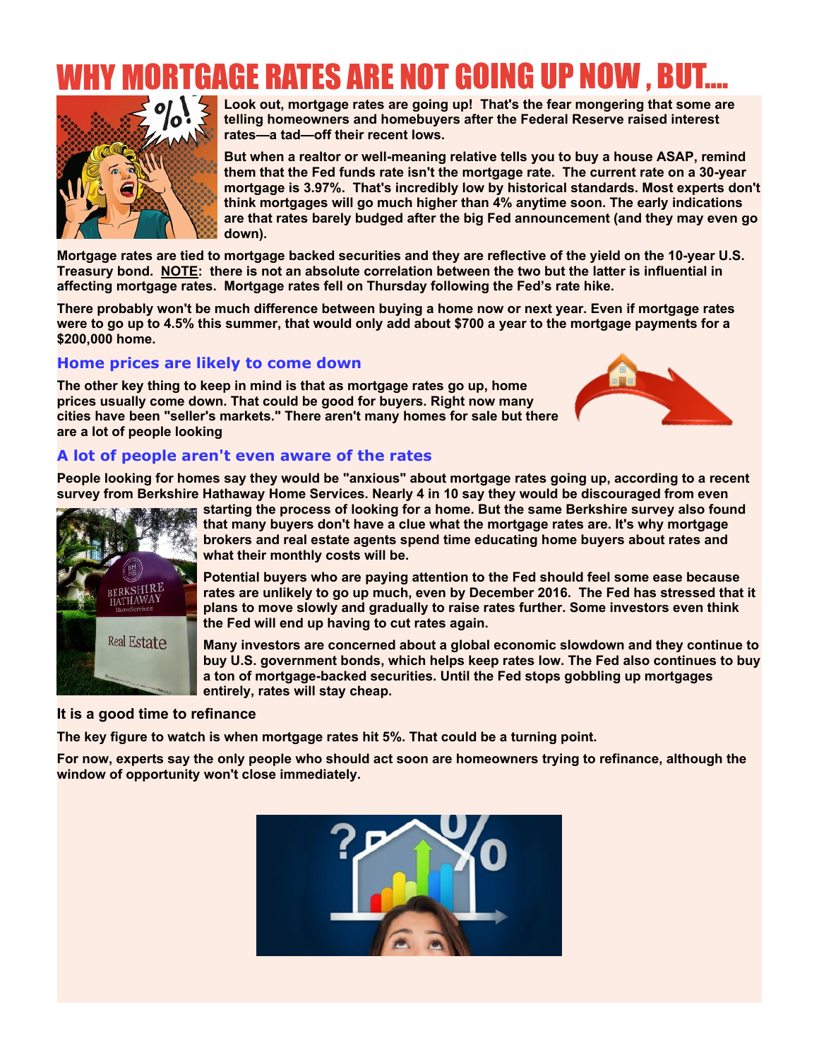# WHY MORTGAGE RATES ARE NOT GOING UP NOW , BUT....

**Look out, mortgage rates are going up! That's the fear mongering that some are telling homeowners and homebuyers after the Federal Reserve raised interest rates—a tad—off their recent lows.**

**But when a realtor or well-meaning relative tells you to buy a house ASAP, remind them that the Fed funds rate isn't the mortgage rate. The current rate on a 30-year mortgage is 3.97%. That's incredibly low by historical standards. Most experts don't think mortgages will go much higher than 4% anytime soon. The early indications are that rates barely budged after the big Fed announcement (and they may even go down).**

**Mortgage rates are tied to mortgage backed securities and they are reflective of the yield on the 10-year U.S. Treasury bond. NOTE: there is not an absolute correlation between the two but the latter is influential in affecting mortgage rates. Mortgage rates fell on Thursday following the Fed's rate hike.**

**There probably won't be much difference between buying a home now or next year. Even if mortgage rates were to go up to 4.5% this summer, that would only add about $700 a year to the mortgage payments for a $200,000 home.**

## Home prices are likely to come down

**The other key thing to keep in mind is that as mortgage rates go up, home prices usually come down. That could be good for buyers. Right now many cities have been "seller's markets." There aren't many homes for sale but there are a lot of people looking**

## A lot of people aren't even aware of the rates

**People looking for homes say they would be "anxious" about mortgage rates going up, according to a recent survey from Berkshire Hathaway Home Services. Nearly 4 in 10 say they would be discouraged from even starting the process of looking for a home. But the same Berkshire survey also found that many buyers don't have a clue what the mortgage rates are. It's why mortgage brokers and real estate agents spend time educating home buyers about rates and what their monthly costs will be.**

**Potential buyers who are paying attention to the Fed should feel some ease because rates are unlikely to go up much, even by December 2016. The Fed has stressed that it plans to move slowly and gradually to raise rates further. Some investors even think the Fed will end up having to cut rates again.**

**Many investors are concerned about a global economic slowdown and they continue to buy U.S. government bonds, which helps keep rates low. The Fed also continues to buy a ton of mortgage-backed securities. Until the Fed stops gobbling up mortgages entirely, rates will stay cheap.**

### It is a good time to refinance

**The key figure to watch is when mortgage rates hit 5%. That could be a turning point.**

**For now, experts say the only people who should act soon are homeowners trying to refinance, although the window of opportunity won't close immediately.**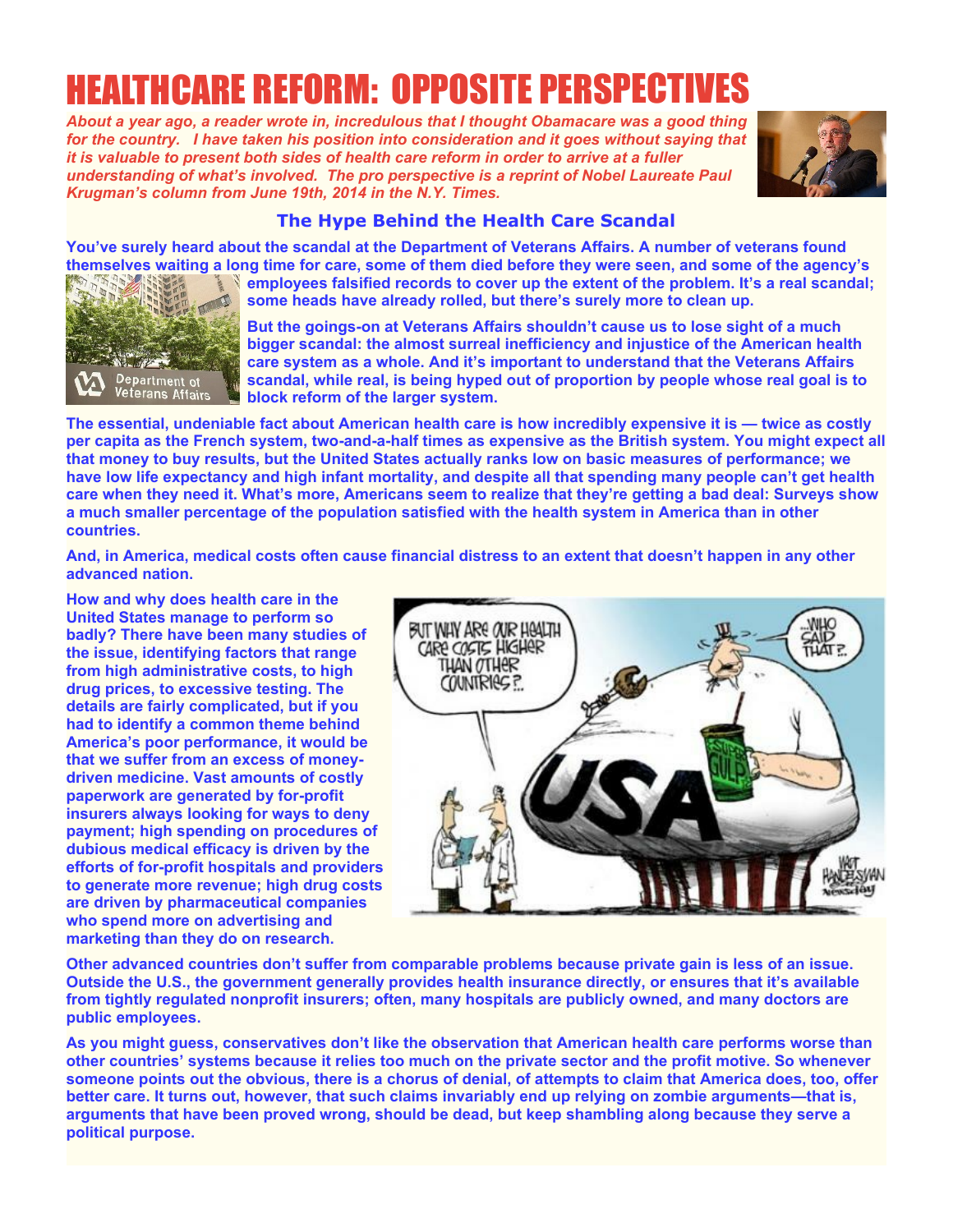# HEALTHCARE REFORM: OPPOSITE PERSPECTIVES

*About a year ago, a reader wrote in, incredulous that I thought Obamacare was a good thing for the country. I have taken his position into consideration and it goes without saying that it is valuable to present both sides of health care reform in order to arrive at a fuller understanding of what's involved. The pro perspective is a reprint of Nobel Laureate Paul Krugman's column from June 19th, 2014 in the N.Y. Times.*

## The Hype Behind the Health Care Scandal

**You've surely heard about the scandal at the Department of Veterans Affairs. A number of veterans found themselves waiting a long time for care, some of them died before they were seen, and some of the agency's employees falsified records to cover up the extent of the problem. It's a real scandal; some heads have already rolled, but there's surely more to clean up.**

**But the goings-on at Veterans Affairs shouldn't cause us to lose sight of a much bigger scandal: the almost surreal inefficiency and injustice of the American health care system as a whole. And it's important to understand that the Veterans Affairs scandal, while real, is being hyped out of proportion by people whose real goal is to block reform of the larger system.**

**The essential, undeniable fact about American health care is how incredibly expensive it is — twice as costly per capita as the French system, two-and-a-half times as expensive as the British system. You might expect all that money to buy results, but the United States actually ranks low on basic measures of performance; we have low life expectancy and high infant mortality, and despite all that spending many people can't get health care when they need it. What's more, Americans seem to realize that they're getting a bad deal: Surveys show a much smaller percentage of the population satisfied with the health system in America than in other countries.**

**And, in America, medical costs often cause financial distress to an extent that doesn't happen in any other advanced nation.**

**How and why does health care in the United States manage to perform so badly? There have been many studies of the issue, identifying factors that range from high administrative costs, to high drug prices, to excessive testing. The details are fairly complicated, but if you had to identify a common theme behind America's poor performance, it would be that we suffer from an excess of money-driven medicine. Vast amounts of costly paperwork are generated by for-profit insurers always looking for ways to deny payment; high spending on procedures of dubious medical efficacy is driven by the efforts of for-profit hospitals and providers to generate more revenue; high drug costs are driven by pharmaceutical companies who spend more on advertising and marketing than they do on research.**

**Other advanced countries don't suffer from comparable problems because private gain is less of an issue. Outside the U.S., the government generally provides health insurance directly, or ensures that it's available from tightly regulated nonprofit insurers; often, many hospitals are publicly owned, and many doctors are public employees.**

**As you might guess, conservatives don't like the observation that American health care performs worse than other countries' systems because it relies too much on the private sector and the profit motive. So whenever someone points out the obvious, there is a chorus of denial, of attempts to claim that America does, too, offer better care. It turns out, however, that such claims invariably end up relying on zombie arguments—that is, arguments that have been proved wrong, should be dead, but keep shambling along because they serve a political purpose.**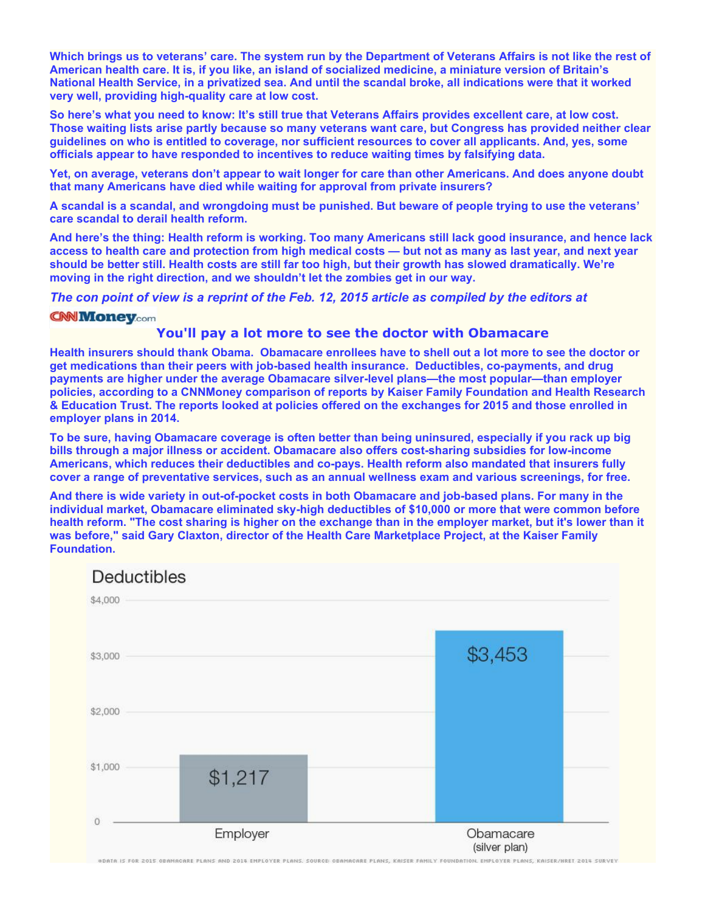Which brings us to veterans' care. The system run by the Department of Veterans Affairs is not like the rest of American health care. It is, if you like, an island of socialized medicine, a miniature version of Britain's National Health Service, in a privatized sea. And until the scandal broke, all indications were that it worked very well, providing high-quality care at low cost.

So here's what you need to know: It's still true that Veterans Affairs provides excellent care, at low cost. Those waiting lists arise partly because so many veterans want care, but Congress has provided neither clear guidelines on who is entitled to coverage, nor sufficient resources to cover all applicants. And, yes, some officials appear to have responded to incentives to reduce waiting times by falsifying data.

Yet, on average, veterans don't appear to wait longer for care than other Americans. And does anyone doubt that many Americans have died while waiting for approval from private insurers?

A scandal is a scandal, and wrongdoing must be punished. But beware of people trying to use the veterans' care scandal to derail health reform.

And here's the thing: Health reform is working. Too many Americans still lack good insurance, and hence lack access to health care and protection from high medical costs — but not as many as last year, and next year should be better still. Health costs are still far too high, but their growth has slowed dramatically. We're moving in the right direction, and we shouldn't let the zombies get in our way.

*The con point of view is a reprint of the Feb. 12, 2015 article as compiled by the editors at*

CNNMoney.com

## You'll pay a lot more to see the doctor with Obamacare

Health insurers should thank Obama. Obamacare enrollees have to shell out a lot more to see the doctor or get medications than their peers with job-based health insurance. Deductibles, co-payments, and drug payments are higher under the average Obamacare silver-level plans—the most popular—than employer policies, according to a CNNMoney comparison of reports by Kaiser Family Foundation and Health Research & Education Trust. The reports looked at policies offered on the exchanges for 2015 and those enrolled in employer plans in 2014.

To be sure, having Obamacare coverage is often better than being uninsured, especially if you rack up big bills through a major illness or accident. Obamacare also offers cost-sharing subsidies for low-income Americans, which reduces their deductibles and co-pays. Health reform also mandated that insurers fully cover a range of preventative services, such as an annual wellness exam and various screenings, for free.

And there is wide variety in out-of-pocket costs in both Obamacare and job-based plans. For many in the individual market, Obamacare eliminated sky-high deductibles of $10,000 or more that were common before health reform. "The cost sharing is higher on the exchange than in the employer market, but it's lower than it was before," said Gary Claxton, director of the Health Care Marketplace Project, at the Kaiser Family Foundation.

Deductibles

$4,000
$3,000
$2,000
$1,000
0

$1,217
Employer

$3,453
Obamacare
(silver plan)

*DATA IS FOR 2015 OBAMACARE PLANS AND 2014 EMPLOYER PLANS. SOURCE: OBAMACARE PLANS, KAISER FAMILY FOUNDATION. EMPLOYER PLANS, KAISER/HRET 2014 SURVEY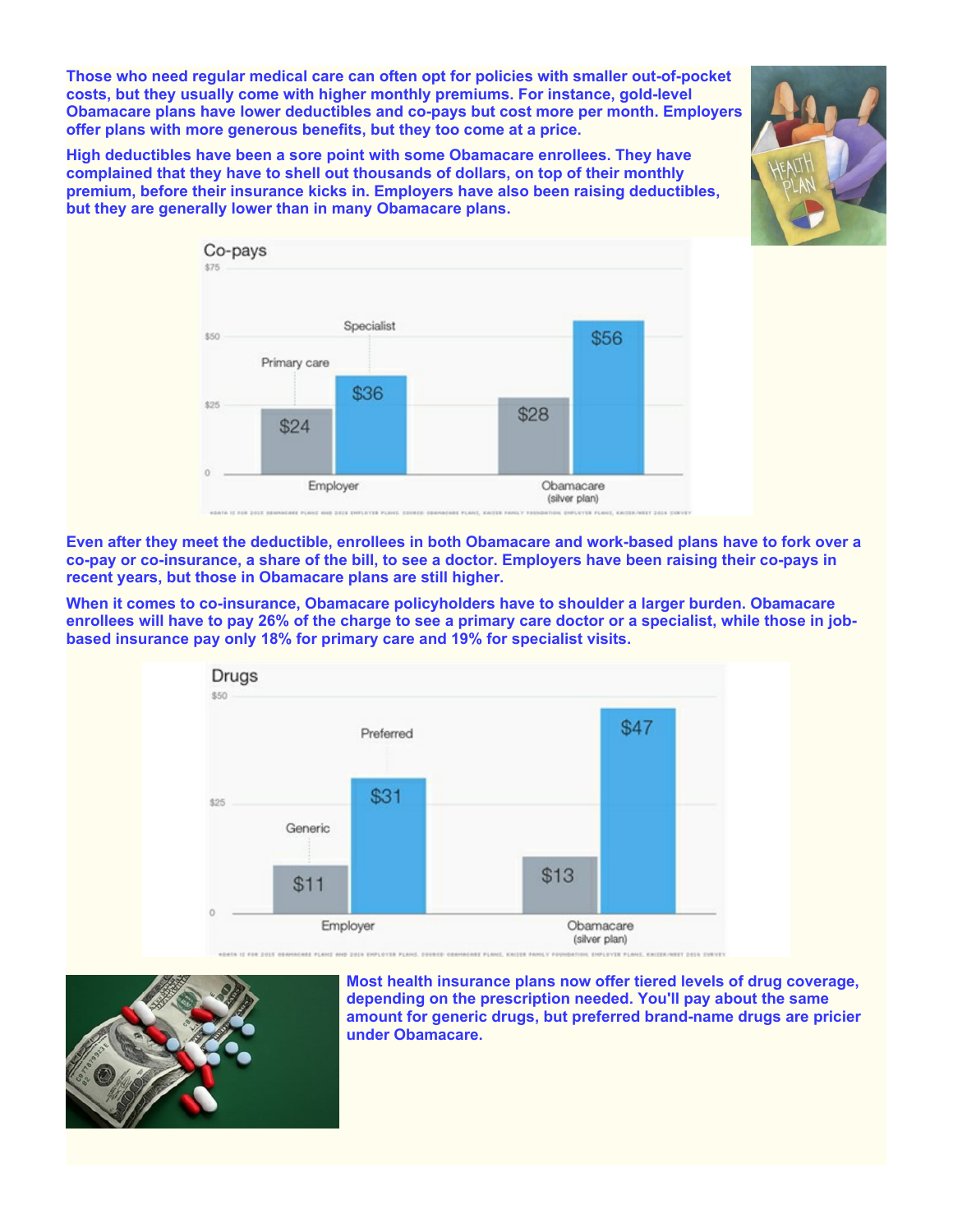Those who need regular medical care can often opt for policies with smaller out-of-pocket costs, but they usually come with higher monthly premiums. For instance, gold-level Obamacare plans have lower deductibles and co-pays but cost more per month. Employers offer plans with more generous benefits, but they too come at a price.

High deductibles have been a sore point with some Obamacare enrollees. They have complained that they have to shell out thousands of dollars, on top of their monthly premium, before their insurance kicks in. Employers have also been raising deductibles, but they are generally lower than in many Obamacare plans.

**Co-pays**

| | Primary care | Specialist |
|---|---|---|
| Employer | $24 | $36 |
| Obamacare (silver plan) | $28 | $56 |

Even after they meet the deductible, enrollees in both Obamacare and work-based plans have to fork over a co-pay or co-insurance, a share of the bill, to see a doctor. Employers have been raising their co-pays in recent years, but those in Obamacare plans are still higher.

When it comes to co-insurance, Obamacare policyholders have to shoulder a larger burden. Obamacare enrollees will have to pay 26% of the charge to see a primary care doctor or a specialist, while those in job-based insurance pay only 18% for primary care and 19% for specialist visits.

**Drugs**

| | Generic | Preferred |
|---|---|---|
| Employer | $11 | $31 |
| Obamacare (silver plan) | $13 | $47 |

Most health insurance plans now offer tiered levels of drug coverage, depending on the prescription needed. You'll pay about the same amount for generic drugs, but preferred brand-name drugs are pricier under Obamacare.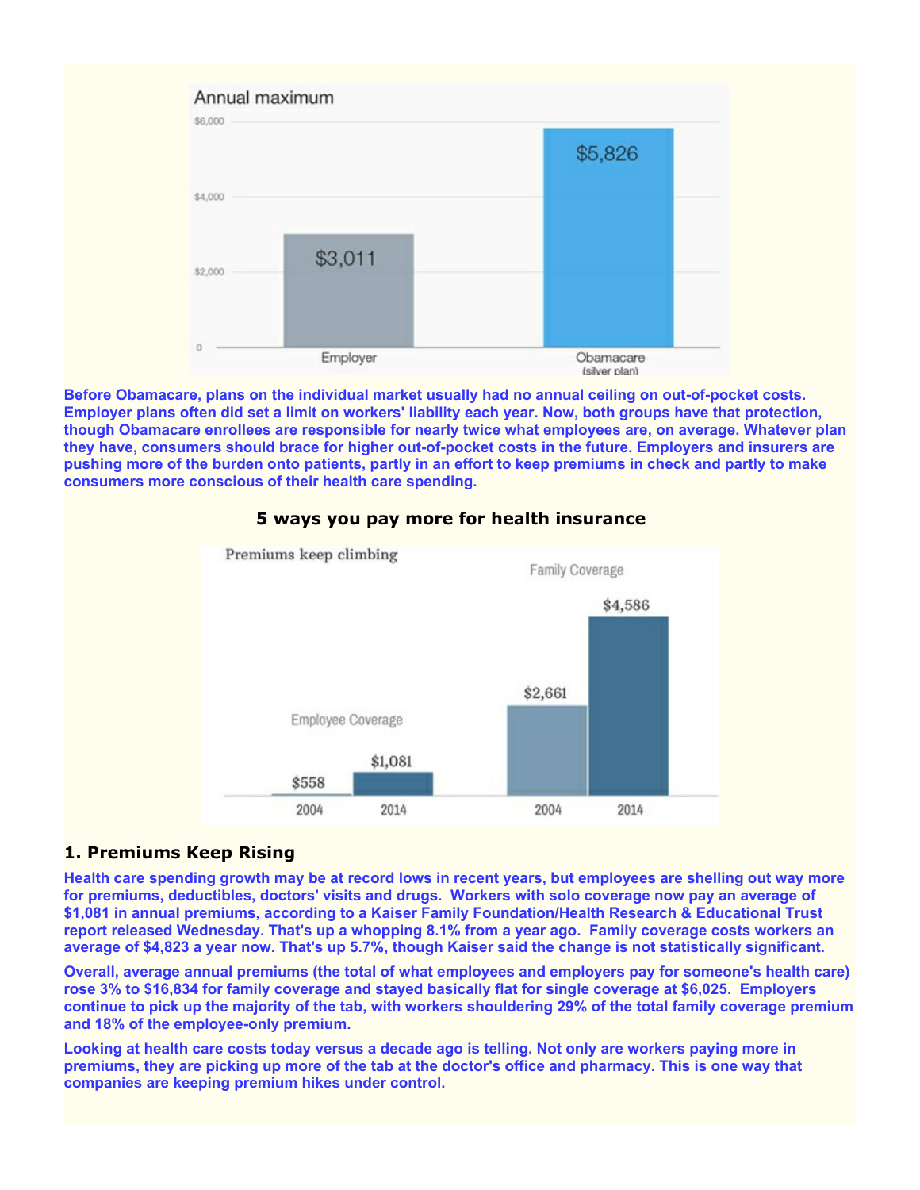Annual maximum

| | Employer | Obamacare (silver plan) |
|---|---|---|
| Annual maximum | $3,011 | $5,826 |

**Before Obamacare, plans on the individual market usually had no annual ceiling on out-of-pocket costs. Employer plans often did set a limit on workers' liability each year. Now, both groups have that protection, though Obamacare enrollees are responsible for nearly twice what employees are, on average. Whatever plan they have, consumers should brace for higher out-of-pocket costs in the future. Employers and insurers are pushing more of the burden onto patients, partly in an effort to keep premiums in check and partly to make consumers more conscious of their health care spending.**

**5 ways you pay more for health insurance**

Premiums keep climbing

| | 2004 | 2014 |
|---|---|---|
| Employee Coverage | $558 | $1,081 |
| Family Coverage | $2,661 | $4,586 |

## 1. Premiums Keep Rising

**Health care spending growth may be at record lows in recent years, but employees are shelling out way more for premiums, deductibles, doctors' visits and drugs. Workers with solo coverage now pay an average of $1,081 in annual premiums, according to a Kaiser Family Foundation/Health Research & Educational Trust report released Wednesday. That's up a whopping 8.1% from a year ago. Family coverage costs workers an average of $4,823 a year now. That's up 5.7%, though Kaiser said the change is not statistically significant.**

**Overall, average annual premiums (the total of what employees and employers pay for someone's health care) rose 3% to $16,834 for family coverage and stayed basically flat for single coverage at $6,025. Employers continue to pick up the majority of the tab, with workers shouldering 29% of the total family coverage premium and 18% of the employee-only premium.**

**Looking at health care costs today versus a decade ago is telling. Not only are workers paying more in premiums, they are picking up more of the tab at the doctor's office and pharmacy. This is one way that companies are keeping premium hikes under control.**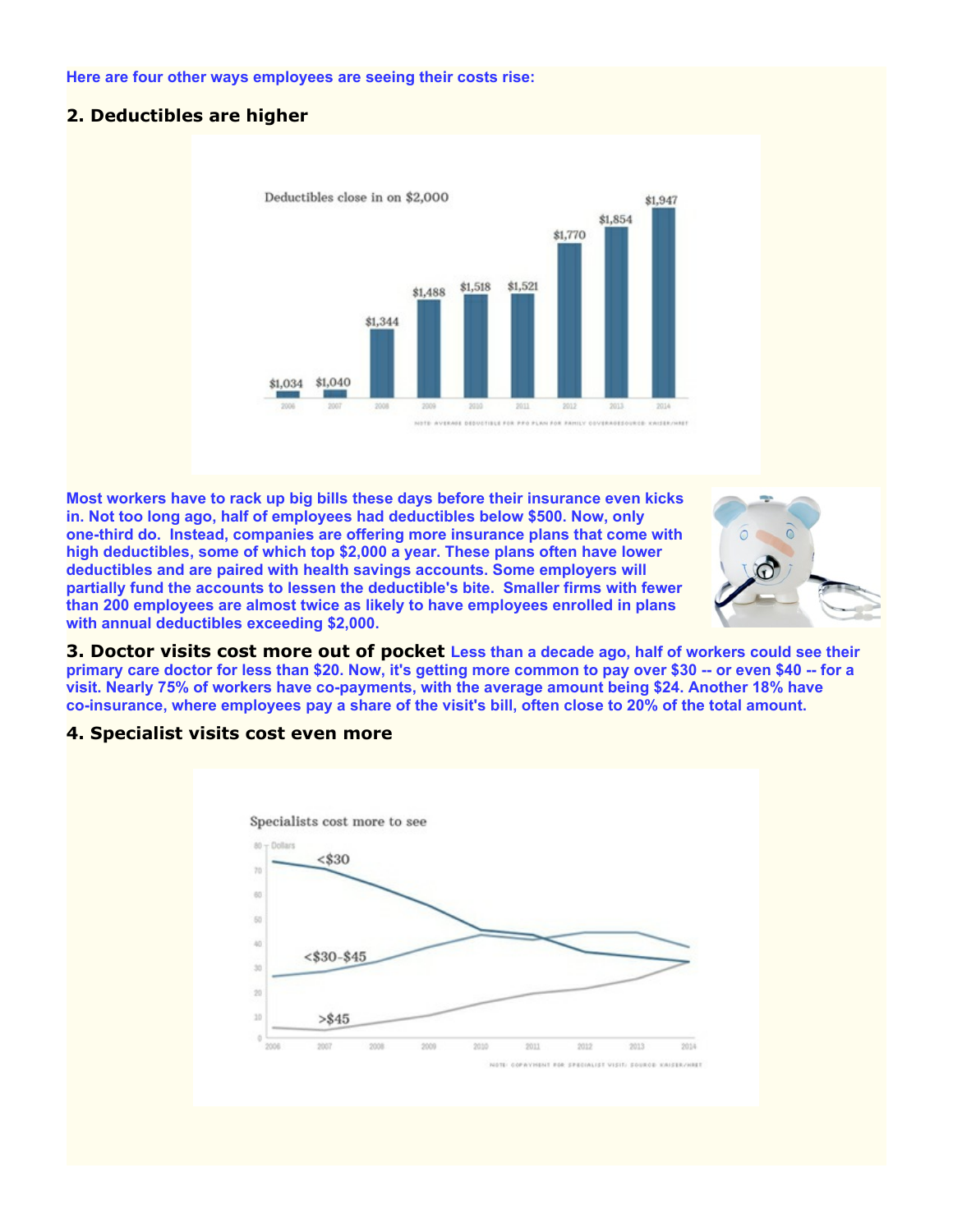Here are four other ways employees are seeing their costs rise:

## 2. Deductibles are higher

Deductibles close in on $2,000

| Year | Deductible |
|---|---|
| 2006 | $1,034 |
| 2007 | $1,040 |
| 2008 | $1,344 |
| 2009 | $1,488 |
| 2010 | $1,518 |
| 2011 | $1,521 |
| 2012 | $1,770 |
| 2013 | $1,854 |
| 2014 | $1,947 |

NOTE: AVERAGE DEDUCTIBLE FOR PPO PLAN FOR FAMILY COVERAGE SOURCE: KAISER/HRET

Most workers have to rack up big bills these days before their insurance even kicks in. Not too long ago, half of employees had deductibles below $500. Now, only one-third do. Instead, companies are offering more insurance plans that come with high deductibles, some of which top $2,000 a year. These plans often have lower deductibles and are paired with health savings accounts. Some employers will partially fund the accounts to lessen the deductible's bite. Smaller firms with fewer than 200 employees are almost twice as likely to have employees enrolled in plans with annual deductibles exceeding $2,000.

## 3. Doctor visits cost more out of pocket

Less than a decade ago, half of workers could see their primary care doctor for less than $20. Now, it's getting more common to pay over $30 -- or even $40 -- for a visit. Nearly 75% of workers have co-payments, with the average amount being $24. Another 18% have co-insurance, where employees pay a share of the visit's bill, often close to 20% of the total amount.

## 4. Specialist visits cost even more

Specialists cost more to see

Dollars: <$30, <$30-$45, >$45 (2006–2014)

NOTE: COPAYMENT FOR SPECIALIST VISIT; SOURCE: KAISER/HRET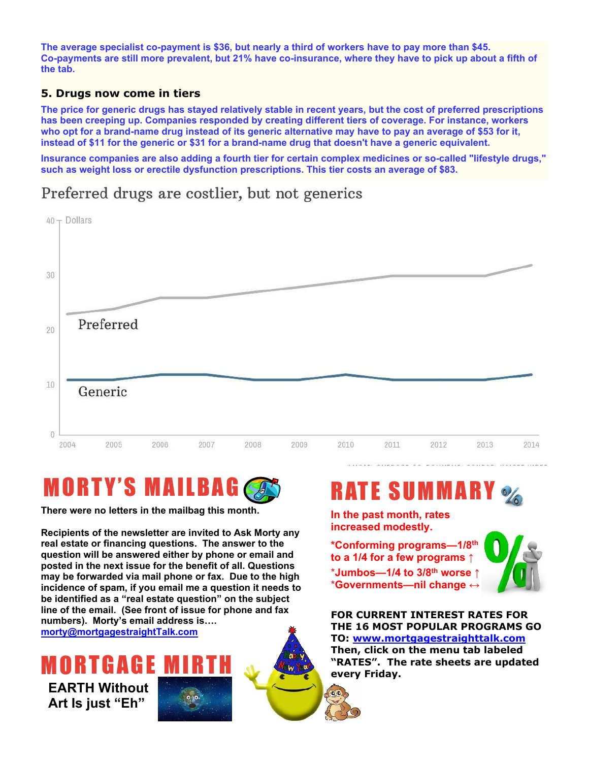The average specialist co-payment is $36, but nearly a third of workers have to pay more than $45. Co-payments are still more prevalent, but 21% have co-insurance, where they have to pick up about a fifth of the tab.

### 5. Drugs now come in tiers

The price for generic drugs has stayed relatively stable in recent years, but the cost of preferred prescriptions has been creeping up. Companies responded by creating different tiers of coverage. For instance, workers who opt for a brand-name drug instead of its generic alternative may have to pay an average of $53 for it, instead of $11 for the generic or $31 for a brand-name drug that doesn't have a generic equivalent.

Insurance companies are also adding a fourth tier for certain complex medicines or so-called "lifestyle drugs," such as weight loss or erectile dysfunction prescriptions. This tier costs an average of $83.

Preferred drugs are costlier, but not generics

Dollars

40
30
20
10
0

Preferred

Generic

2004 2005 2006 2007 2008 2009 2010 2011 2012 2013 2014

## MORTY'S MAILBAG

**There were no letters in the mailbag this month.**

**Recipients of the newsletter are invited to Ask Morty any real estate or financing questions. The answer to the question will be answered either by phone or email and posted in the next issue for the benefit of all. Questions may be forwarded via mail phone or fax. Due to the high incidence of spam, if you email me a question it needs to be identified as a "real estate question" on the subject line of the email. (See front of issue for phone and fax numbers). Morty's email address is…. morty@mortgagestraightTalk.com**

## MORTGAGE MIRTH

**EARTH Without Art Is just "Eh"**

## RATE SUMMARY

**In the past month, rates increased modestly.**

**\*Conforming programs—1/8th to a 1/4 for a few programs ↑**

**\*Jumbos—1/4 to 3/8th worse ↑**

**\*Governments—nil change ↔**

**FOR CURRENT INTEREST RATES FOR THE 16 MOST POPULAR PROGRAMS GO TO: www.mortgagestraighttalk.com Then, click on the menu tab labeled "RATES". The rate sheets are updated every Friday.**